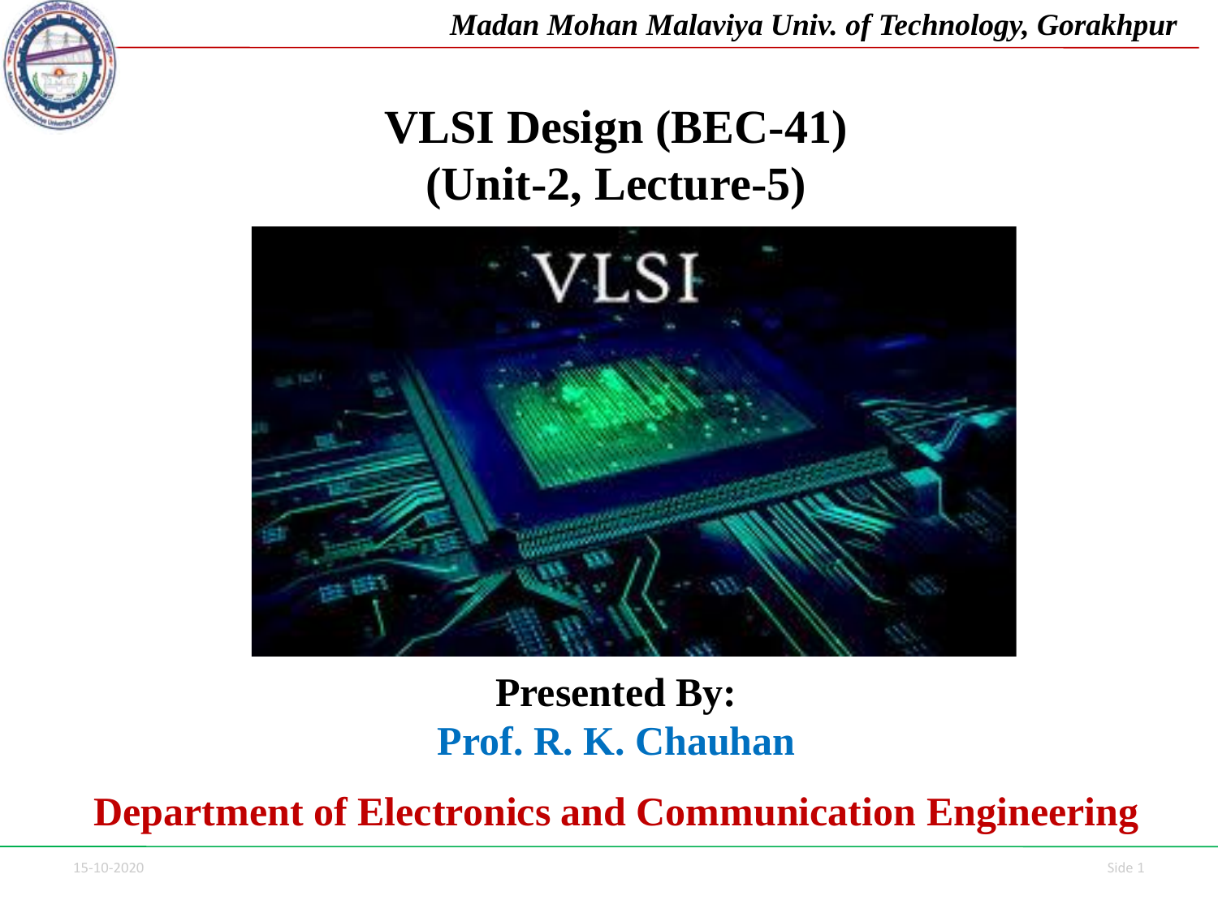# VLSI Design (BEC-41)
# (Unit-2, Lecture-5)

**Presented By:**

**Prof. R. K. Chauhan**

**Department of Electronics and Communication Engineering**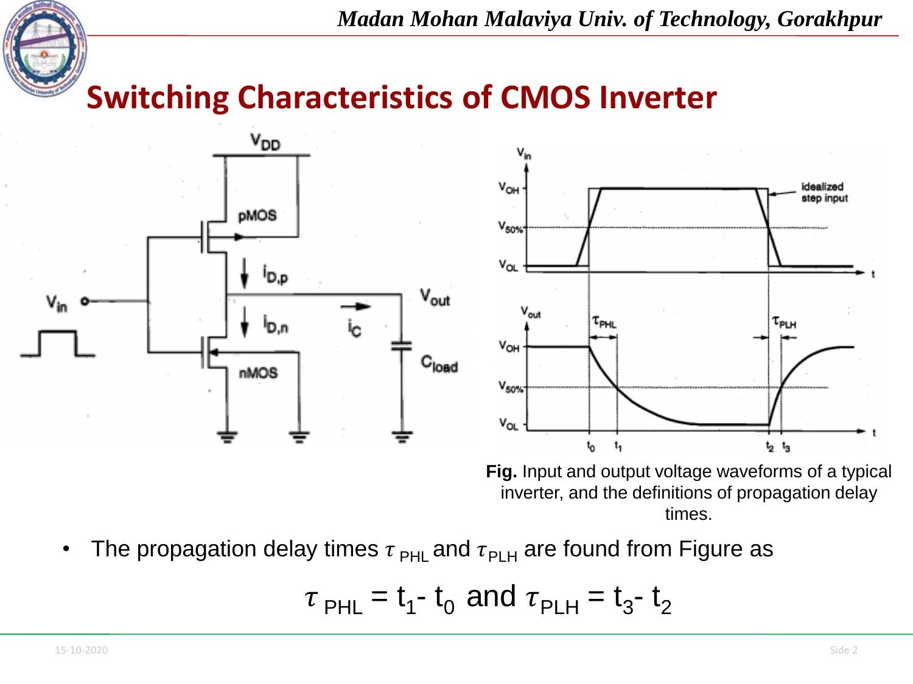# Switching Characteristics of CMOS Inverter

**Fig.** Input and output voltage waveforms of a typical inverter, and the definitions of propagation delay times.

- The propagation delay times $\tau_{PHL}$ and $\tau_{PLH}$ are found from Figure as

$$\tau_{PHL} = t_1 - t_0 \text{ and } \tau_{PLH} = t_3 - t_2$$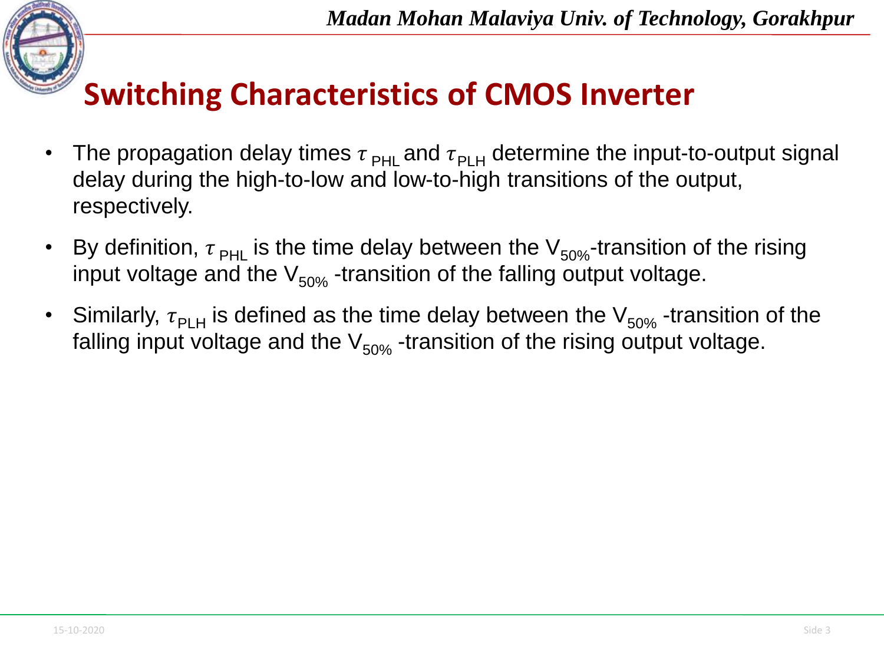# Switching Characteristics of CMOS Inverter

- The propagation delay times $\tau_{PHL}$ and $\tau_{PLH}$ determine the input-to-output signal delay during the high-to-low and low-to-high transitions of the output, respectively.
- By definition, $\tau_{PHL}$ is the time delay between the $V_{50\%}$-transition of the rising input voltage and the $V_{50\%}$ -transition of the falling output voltage.
- Similarly, $\tau_{PLH}$ is defined as the time delay between the $V_{50\%}$ -transition of the falling input voltage and the $V_{50\%}$ -transition of the rising output voltage.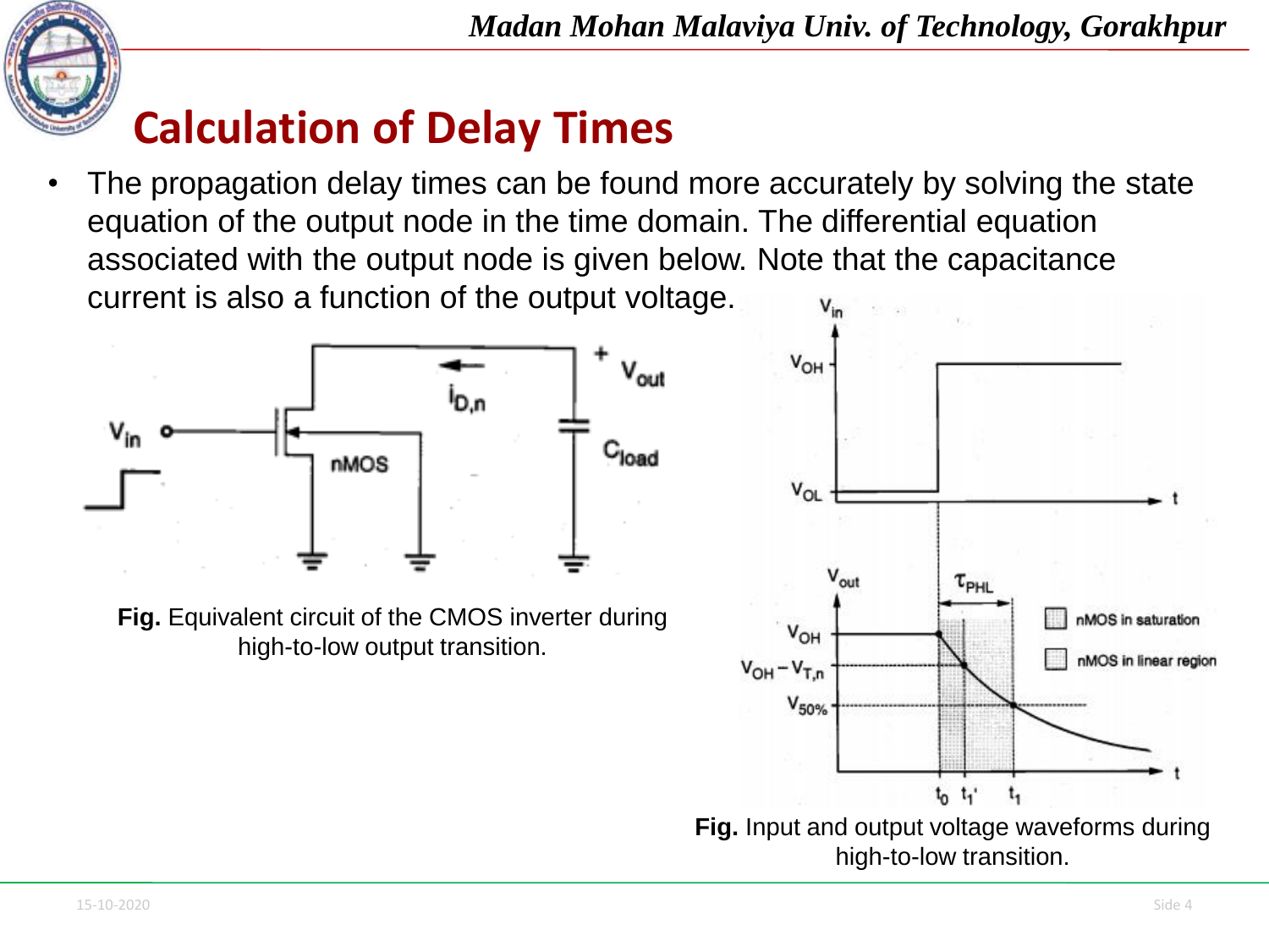# Calculation of Delay Times

- The propagation delay times can be found more accurately by solving the state equation of the output node in the time domain. The differential equation associated with the output node is given below. Note that the capacitance current is also a function of the output voltage.

**Fig.** Equivalent circuit of the CMOS inverter during high-to-low output transition.

**Fig.** Input and output voltage waveforms during high-to-low transition.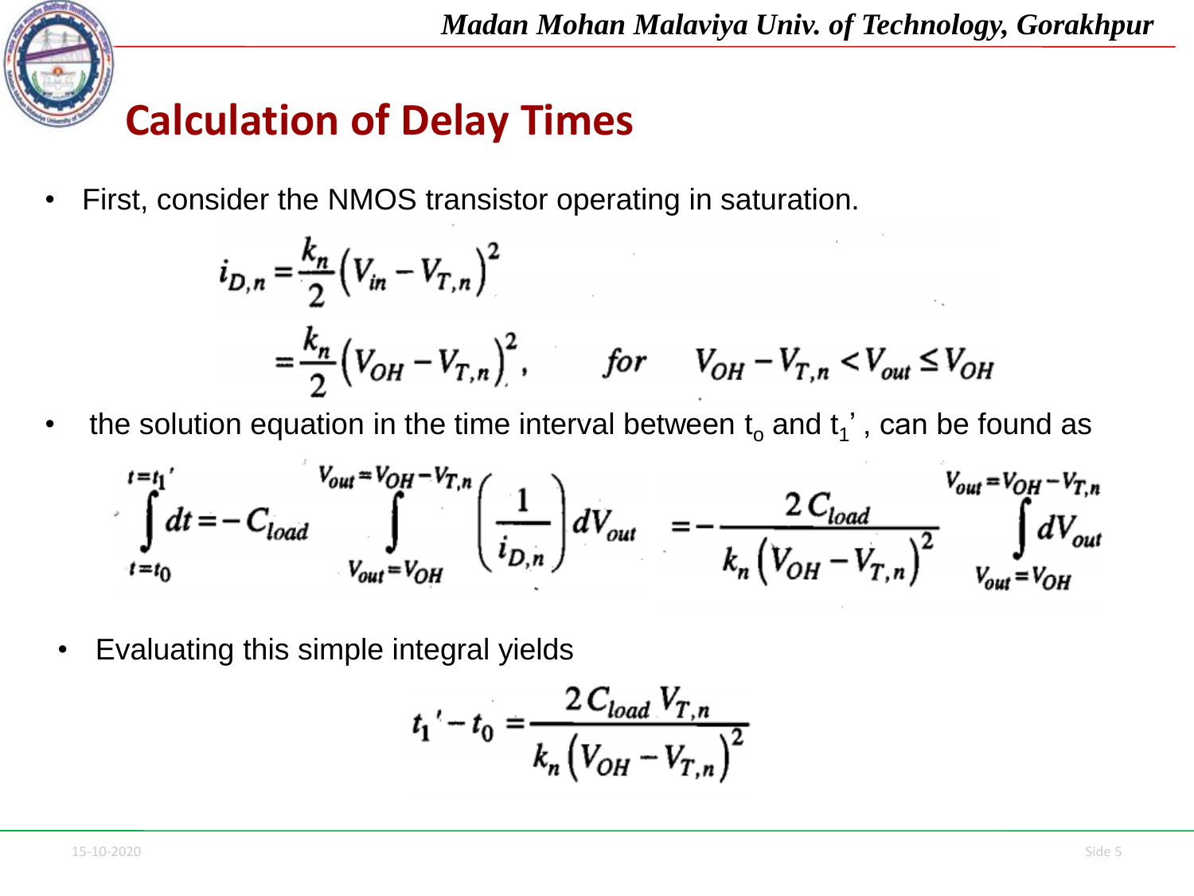## Calculation of Delay Times

- First, consider the NMOS transistor operating in saturation.

$$i_{D,n} = \frac{k_n}{2}\left(V_{in} - V_{T,n}\right)^2$$
$$= \frac{k_n}{2}\left(V_{OH} - V_{T,n}\right)^2, \qquad for \quad V_{OH} - V_{T,n} < V_{out} \leq V_{OH}$$

- the solution equation in the time interval between $t_o$ and $t_1'$, can be found as

$$\int_{t=t_0}^{t=t_1'} dt = -C_{load} \int_{V_{out}=V_{OH}}^{V_{out}=V_{OH}-V_{T,n}} \left(\frac{1}{i_{D,n}}\right) dV_{out} = -\frac{2\,C_{load}}{k_n\left(V_{OH} - V_{T,n}\right)^2} \int_{V_{out}=V_{OH}}^{V_{out}=V_{OH}-V_{T,n}} dV_{out}$$

- Evaluating this simple integral yields

$$t_1' - t_0 = \frac{2\,C_{load}\,V_{T,n}}{k_n\left(V_{OH} - V_{T,n}\right)^2}$$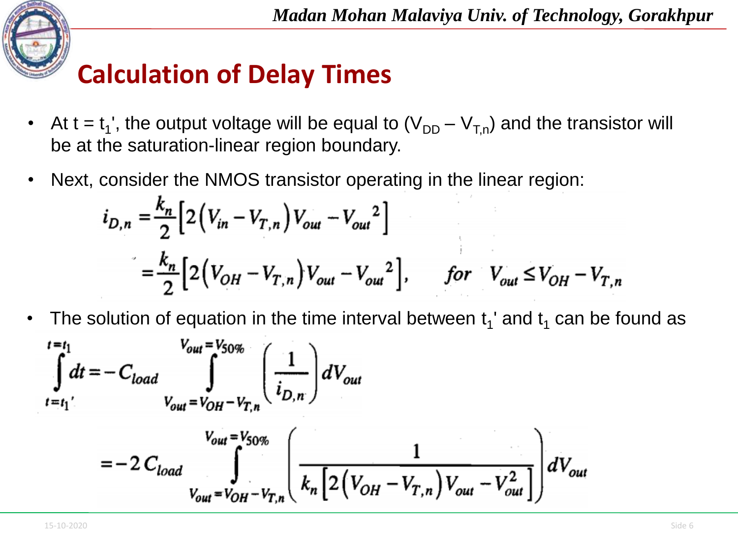# Calculation of Delay Times

- At $t = t_1'$, the output voltage will be equal to $(V_{DD} - V_{T,n})$ and the transistor will be at the saturation-linear region boundary.
- Next, consider the NMOS transistor operating in the linear region:

$$i_{D,n} = \frac{k_n}{2}\left[2\left(V_{in} - V_{T,n}\right)V_{out} - V_{out}^2\right]$$

$$= \frac{k_n}{2}\left[2\left(V_{OH} - V_{T,n}\right)V_{out} - V_{out}^2\right], \qquad for \quad V_{out} \le V_{OH} - V_{T,n}$$

- The solution of equation in the time interval between $t_1'$ and $t_1$ can be found as

$$\int_{t=t_1'}^{t=t_1} dt = -C_{load} \int_{V_{out}=V_{OH}-V_{T,n}}^{V_{out}=V_{50\%}} \left(\frac{1}{i_{D,n}}\right) dV_{out}$$

$$= -2\,C_{load} \int_{V_{out}=V_{OH}-V_{T,n}}^{V_{out}=V_{50\%}} \left(\frac{1}{k_n\left[2\left(V_{OH} - V_{T,n}\right)V_{out} - V_{out}^2\right]}\right) dV_{out}$$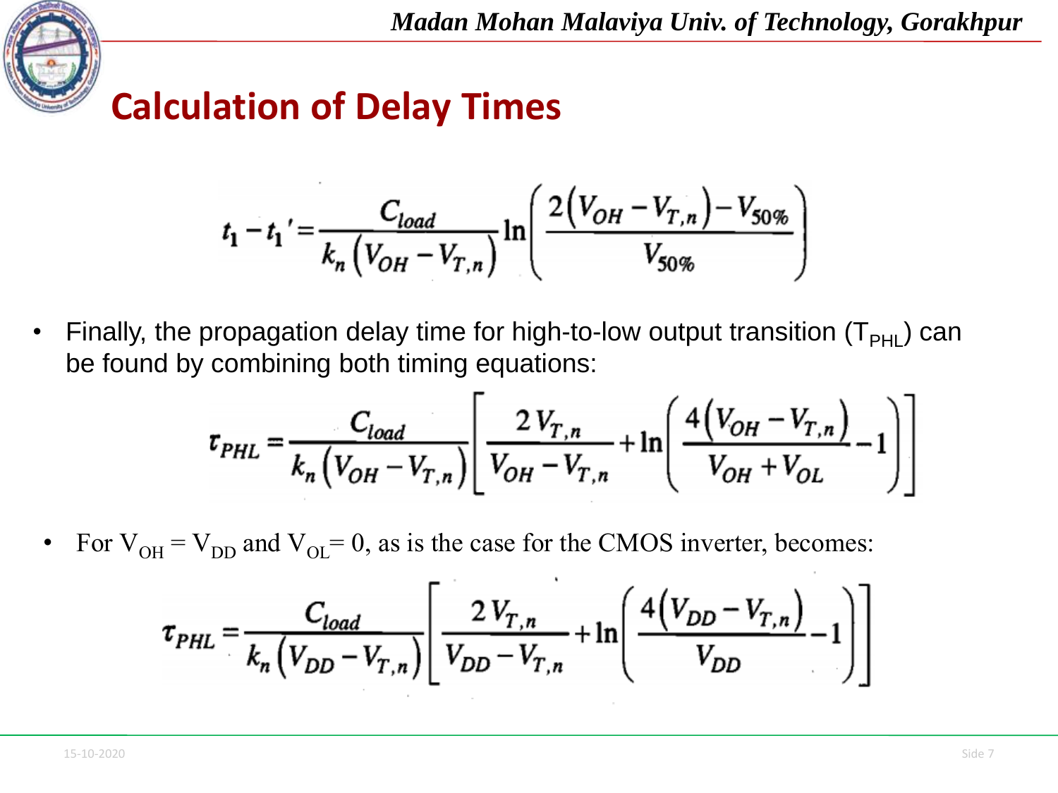## Calculation of Delay Times

$$t_1 - t_1' = \frac{C_{load}}{k_n\left(V_{OH} - V_{T,n}\right)} \ln\left(\frac{2\left(V_{OH} - V_{T,n}\right) - V_{50\%}}{V_{50\%}}\right)$$

- Finally, the propagation delay time for high-to-low output transition ($T_{PHL}$) can be found by combining both timing equations:

$$\tau_{PHL} = \frac{C_{load}}{k_n\left(V_{OH} - V_{T,n}\right)} \left[\frac{2V_{T,n}}{V_{OH} - V_{T,n}} + \ln\left(\frac{4\left(V_{OH} - V_{T,n}\right)}{V_{OH} + V_{OL}} - 1\right)\right]$$

- For $V_{OH} = V_{DD}$ and $V_{OL} = 0$, as is the case for the CMOS inverter, becomes:

$$\tau_{PHL} = \frac{C_{load}}{k_n\left(V_{DD} - V_{T,n}\right)} \left[\frac{2V_{T,n}}{V_{DD} - V_{T,n}} + \ln\left(\frac{4\left(V_{DD} - V_{T,n}\right)}{V_{DD}} - 1\right)\right]$$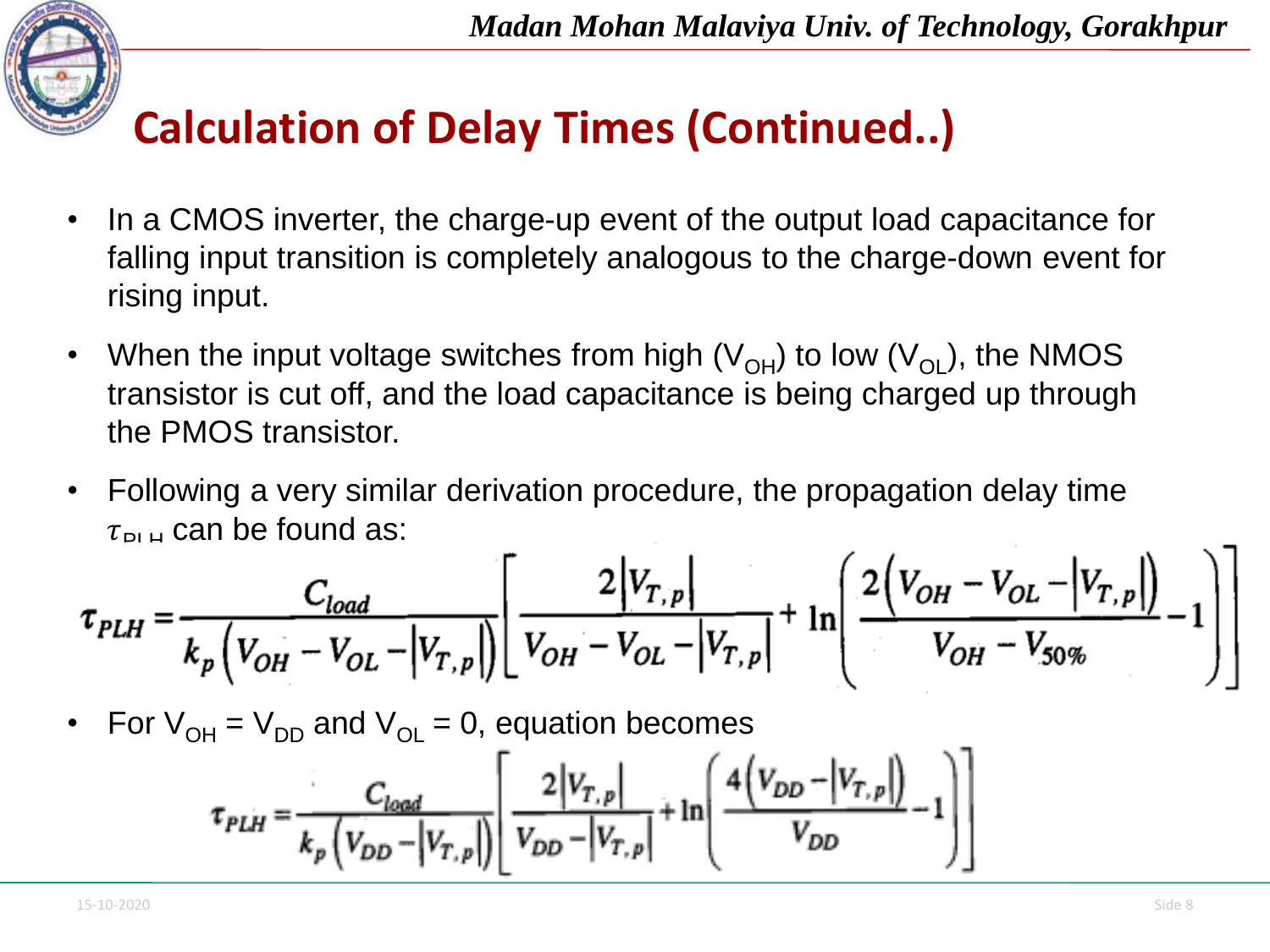# Calculation of Delay Times (Continued..)

- In a CMOS inverter, the charge-up event of the output load capacitance for falling input transition is completely analogous to the charge-down event for rising input.
- When the input voltage switches from high ($V_{OH}$) to low ($V_{OL}$), the NMOS transistor is cut off, and the load capacitance is being charged up through the PMOS transistor.
- Following a very similar derivation procedure, the propagation delay time $\tau_{PLH}$ can be found as:

$$\tau_{PLH} = \frac{C_{load}}{k_p\left(V_{OH} - V_{OL} - |V_{T,p}|\right)}\left[\frac{2|V_{T,p}|}{V_{OH} - V_{OL} - |V_{T,p}|} + \ln\left(\frac{2\left(V_{OH} - V_{OL} - |V_{T,p}|\right)}{V_{OH} - V_{50\%}} - 1\right)\right]$$

- For $V_{OH} = V_{DD}$ and $V_{OL} = 0$, equation becomes

$$\tau_{PLH} = \frac{C_{load}}{k_p\left(V_{DD} - |V_{T,p}|\right)}\left[\frac{2|V_{T,p}|}{V_{DD} - |V_{T,p}|} + \ln\left(\frac{4\left(V_{DD} - |V_{T,p}|\right)}{V_{DD}} - 1\right)\right]$$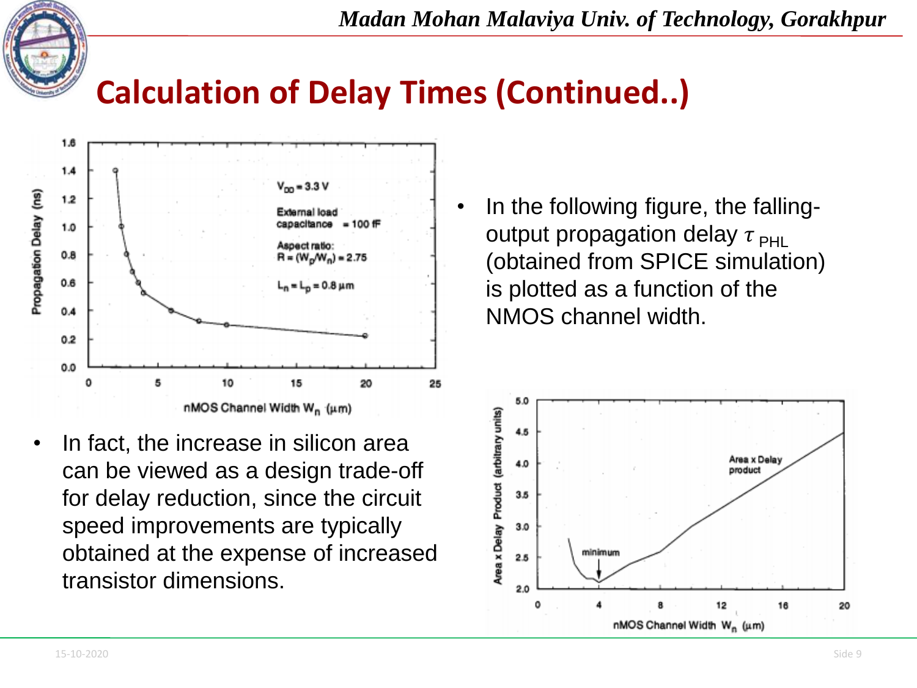# Calculation of Delay Times (Continued..)

Propagation Delay (ns)

1.6
1.4
1.2
1.0
0.8
0.6
0.4
0.2
0.0

0 5 10 15 20 25

nMOS Channel Width $W_n$ ($\mu$m)

$V_{DD} = 3.3$ V

External load capacitance = 100 fF

Aspect ratio: $R = (W_p/W_n) = 2.75$

$L_n = L_p = 0.8\ \mu m$

- In the following figure, the falling-output propagation delay $\tau_{PHL}$ (obtained from SPICE simulation) is plotted as a function of the NMOS channel width.

- In fact, the increase in silicon area can be viewed as a design trade-off for delay reduction, since the circuit speed improvements are typically obtained at the expense of increased transistor dimensions.

Area x Delay Product (arbitrary units)

5.0
4.5
4.0
3.5
3.0
2.5
2.0

0 4 8 12 16 20

nMOS Channel Width $W_n$ ($\mu$m)

Area x Delay product

minimum